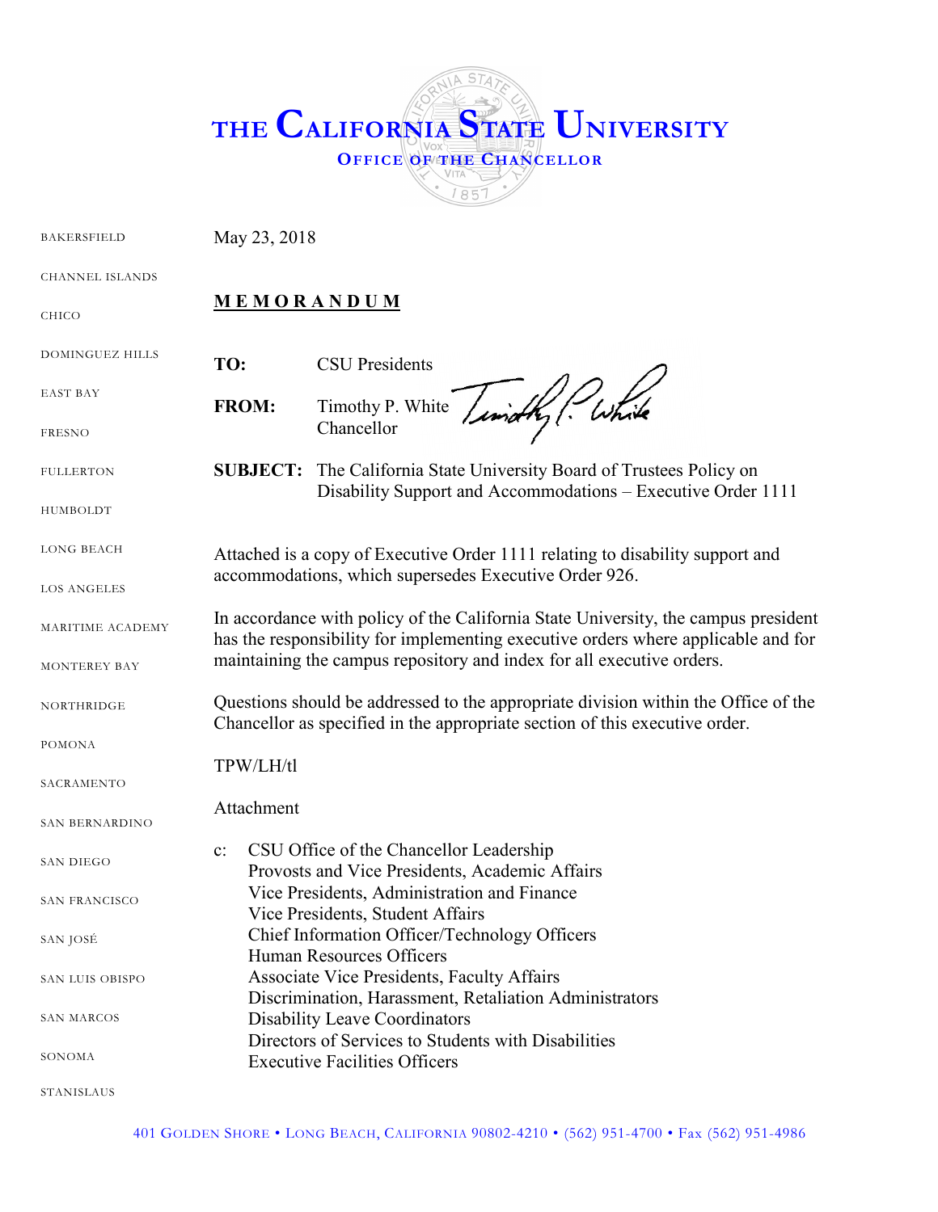# THE CALIFORNIA STATE UNIVERSITY

**OFFICE OF THE CHANCELLOR**

BAKERSFIELD
CHANNEL ISLANDS
CHICO
DOMINGUEZ HILLS
EAST BAY
FRESNO
FULLERTON
HUMBOLDT
LONG BEACH
LOS ANGELES
MARITIME ACADEMY
MONTEREY BAY
NORTHRIDGE
POMONA
SACRAMENTO
SAN BERNARDINO
SAN DIEGO
SAN FRANCISCO
SAN JOSÉ
SAN LUIS OBISPO
SAN MARCOS
SONOMA
STANISLAUS

May 23, 2018

**MEMORANDUM**

**TO:** CSU Presidents

**FROM:** Timothy P. White
Chancellor

**SUBJECT:** The California State University Board of Trustees Policy on Disability Support and Accommodations – Executive Order 1111

Attached is a copy of Executive Order 1111 relating to disability support and accommodations, which supersedes Executive Order 926.

In accordance with policy of the California State University, the campus president has the responsibility for implementing executive orders where applicable and for maintaining the campus repository and index for all executive orders.

Questions should be addressed to the appropriate division within the Office of the Chancellor as specified in the appropriate section of this executive order.

TPW/LH/tl

Attachment

c: CSU Office of the Chancellor Leadership
Provosts and Vice Presidents, Academic Affairs
Vice Presidents, Administration and Finance
Vice Presidents, Student Affairs
Chief Information Officer/Technology Officers
Human Resources Officers
Associate Vice Presidents, Faculty Affairs
Discrimination, Harassment, Retaliation Administrators
Disability Leave Coordinators
Directors of Services to Students with Disabilities
Executive Facilities Officers

401 GOLDEN SHORE • LONG BEACH, CALIFORNIA 90802-4210 • (562) 951-4700 • Fax (562) 951-4986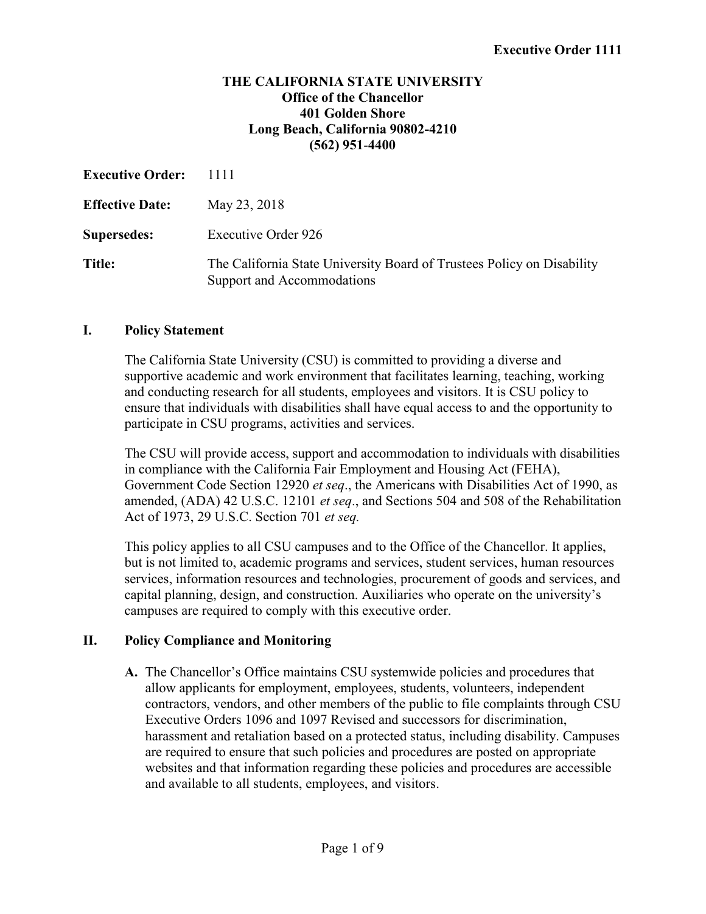**Executive Order 1111**

**THE CALIFORNIA STATE UNIVERSITY**
**Office of the Chancellor**
**401 Golden Shore**
**Long Beach, California 90802-4210**
**(562) 951-4400**

**Executive Order:** 1111

**Effective Date:** May 23, 2018

**Supersedes:** Executive Order 926

**Title:** The California State University Board of Trustees Policy on Disability Support and Accommodations

## I. Policy Statement

The California State University (CSU) is committed to providing a diverse and supportive academic and work environment that facilitates learning, teaching, working and conducting research for all students, employees and visitors. It is CSU policy to ensure that individuals with disabilities shall have equal access to and the opportunity to participate in CSU programs, activities and services.

The CSU will provide access, support and accommodation to individuals with disabilities in compliance with the California Fair Employment and Housing Act (FEHA), Government Code Section 12920 *et seq*., the Americans with Disabilities Act of 1990, as amended, (ADA) 42 U.S.C. 12101 *et seq*., and Sections 504 and 508 of the Rehabilitation Act of 1973, 29 U.S.C. Section 701 *et seq.*

This policy applies to all CSU campuses and to the Office of the Chancellor. It applies, but is not limited to, academic programs and services, student services, human resources services, information resources and technologies, procurement of goods and services, and capital planning, design, and construction. Auxiliaries who operate on the university's campuses are required to comply with this executive order.

## II. Policy Compliance and Monitoring

**A.** The Chancellor's Office maintains CSU systemwide policies and procedures that allow applicants for employment, employees, students, volunteers, independent contractors, vendors, and other members of the public to file complaints through CSU Executive Orders 1096 and 1097 Revised and successors for discrimination, harassment and retaliation based on a protected status, including disability. Campuses are required to ensure that such policies and procedures are posted on appropriate websites and that information regarding these policies and procedures are accessible and available to all students, employees, and visitors.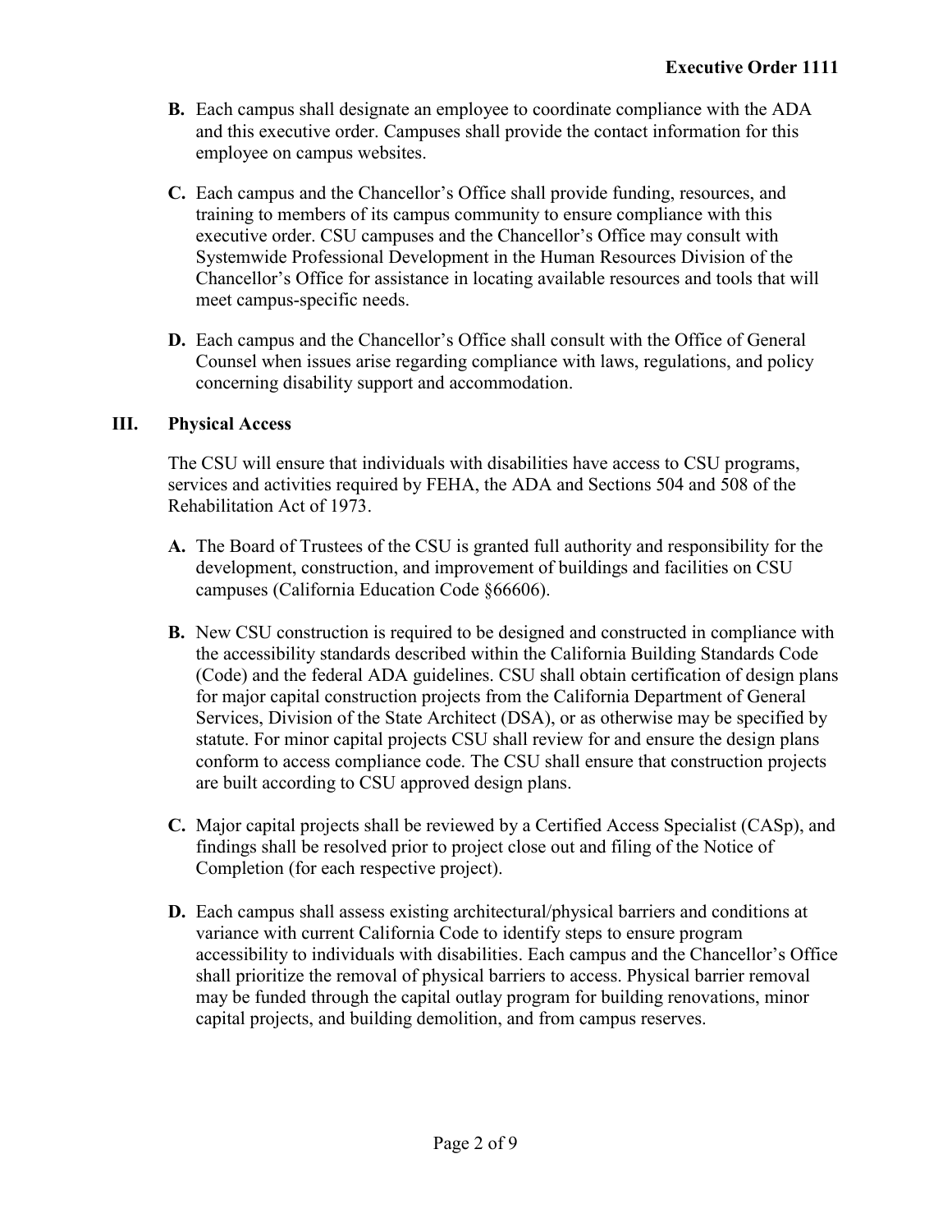**B.** Each campus shall designate an employee to coordinate compliance with the ADA and this executive order. Campuses shall provide the contact information for this employee on campus websites.

**C.** Each campus and the Chancellor's Office shall provide funding, resources, and training to members of its campus community to ensure compliance with this executive order. CSU campuses and the Chancellor's Office may consult with Systemwide Professional Development in the Human Resources Division of the Chancellor's Office for assistance in locating available resources and tools that will meet campus-specific needs.

**D.** Each campus and the Chancellor's Office shall consult with the Office of General Counsel when issues arise regarding compliance with laws, regulations, and policy concerning disability support and accommodation.

## III. Physical Access

The CSU will ensure that individuals with disabilities have access to CSU programs, services and activities required by FEHA, the ADA and Sections 504 and 508 of the Rehabilitation Act of 1973.

**A.** The Board of Trustees of the CSU is granted full authority and responsibility for the development, construction, and improvement of buildings and facilities on CSU campuses (California Education Code §66606).

**B.** New CSU construction is required to be designed and constructed in compliance with the accessibility standards described within the California Building Standards Code (Code) and the federal ADA guidelines. CSU shall obtain certification of design plans for major capital construction projects from the California Department of General Services, Division of the State Architect (DSA), or as otherwise may be specified by statute. For minor capital projects CSU shall review for and ensure the design plans conform to access compliance code. The CSU shall ensure that construction projects are built according to CSU approved design plans.

**C.** Major capital projects shall be reviewed by a Certified Access Specialist (CASp), and findings shall be resolved prior to project close out and filing of the Notice of Completion (for each respective project).

**D.** Each campus shall assess existing architectural/physical barriers and conditions at variance with current California Code to identify steps to ensure program accessibility to individuals with disabilities. Each campus and the Chancellor's Office shall prioritize the removal of physical barriers to access. Physical barrier removal may be funded through the capital outlay program for building renovations, minor capital projects, and building demolition, and from campus reserves.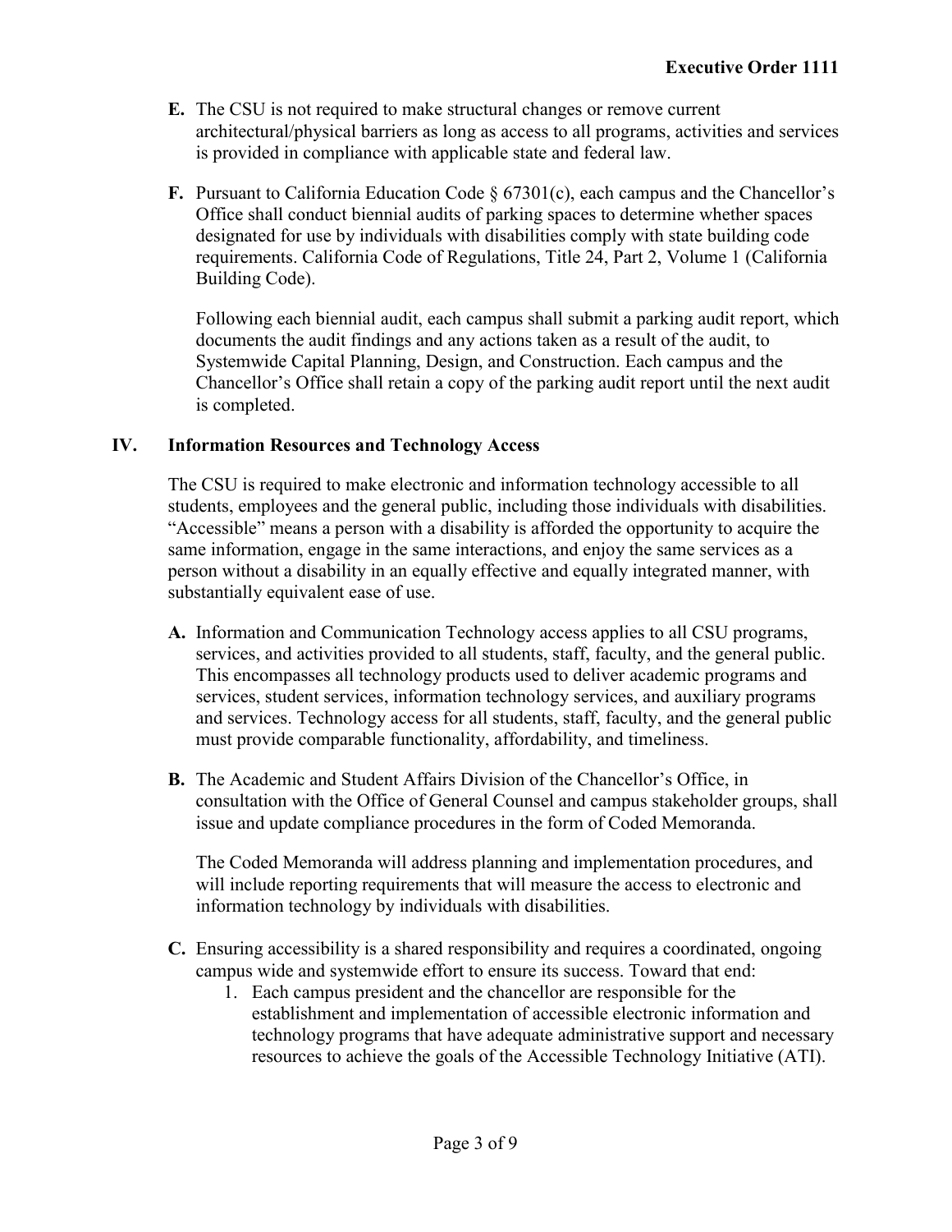**E.** The CSU is not required to make structural changes or remove current architectural/physical barriers as long as access to all programs, activities and services is provided in compliance with applicable state and federal law.

**F.** Pursuant to California Education Code § 67301(c), each campus and the Chancellor's Office shall conduct biennial audits of parking spaces to determine whether spaces designated for use by individuals with disabilities comply with state building code requirements. California Code of Regulations, Title 24, Part 2, Volume 1 (California Building Code).

Following each biennial audit, each campus shall submit a parking audit report, which documents the audit findings and any actions taken as a result of the audit, to Systemwide Capital Planning, Design, and Construction. Each campus and the Chancellor's Office shall retain a copy of the parking audit report until the next audit is completed.

## IV. Information Resources and Technology Access

The CSU is required to make electronic and information technology accessible to all students, employees and the general public, including those individuals with disabilities. "Accessible" means a person with a disability is afforded the opportunity to acquire the same information, engage in the same interactions, and enjoy the same services as a person without a disability in an equally effective and equally integrated manner, with substantially equivalent ease of use.

**A.** Information and Communication Technology access applies to all CSU programs, services, and activities provided to all students, staff, faculty, and the general public. This encompasses all technology products used to deliver academic programs and services, student services, information technology services, and auxiliary programs and services. Technology access for all students, staff, faculty, and the general public must provide comparable functionality, affordability, and timeliness.

**B.** The Academic and Student Affairs Division of the Chancellor's Office, in consultation with the Office of General Counsel and campus stakeholder groups, shall issue and update compliance procedures in the form of Coded Memoranda.

The Coded Memoranda will address planning and implementation procedures, and will include reporting requirements that will measure the access to electronic and information technology by individuals with disabilities.

**C.** Ensuring accessibility is a shared responsibility and requires a coordinated, ongoing campus wide and systemwide effort to ensure its success. Toward that end:

1. Each campus president and the chancellor are responsible for the establishment and implementation of accessible electronic information and technology programs that have adequate administrative support and necessary resources to achieve the goals of the Accessible Technology Initiative (ATI).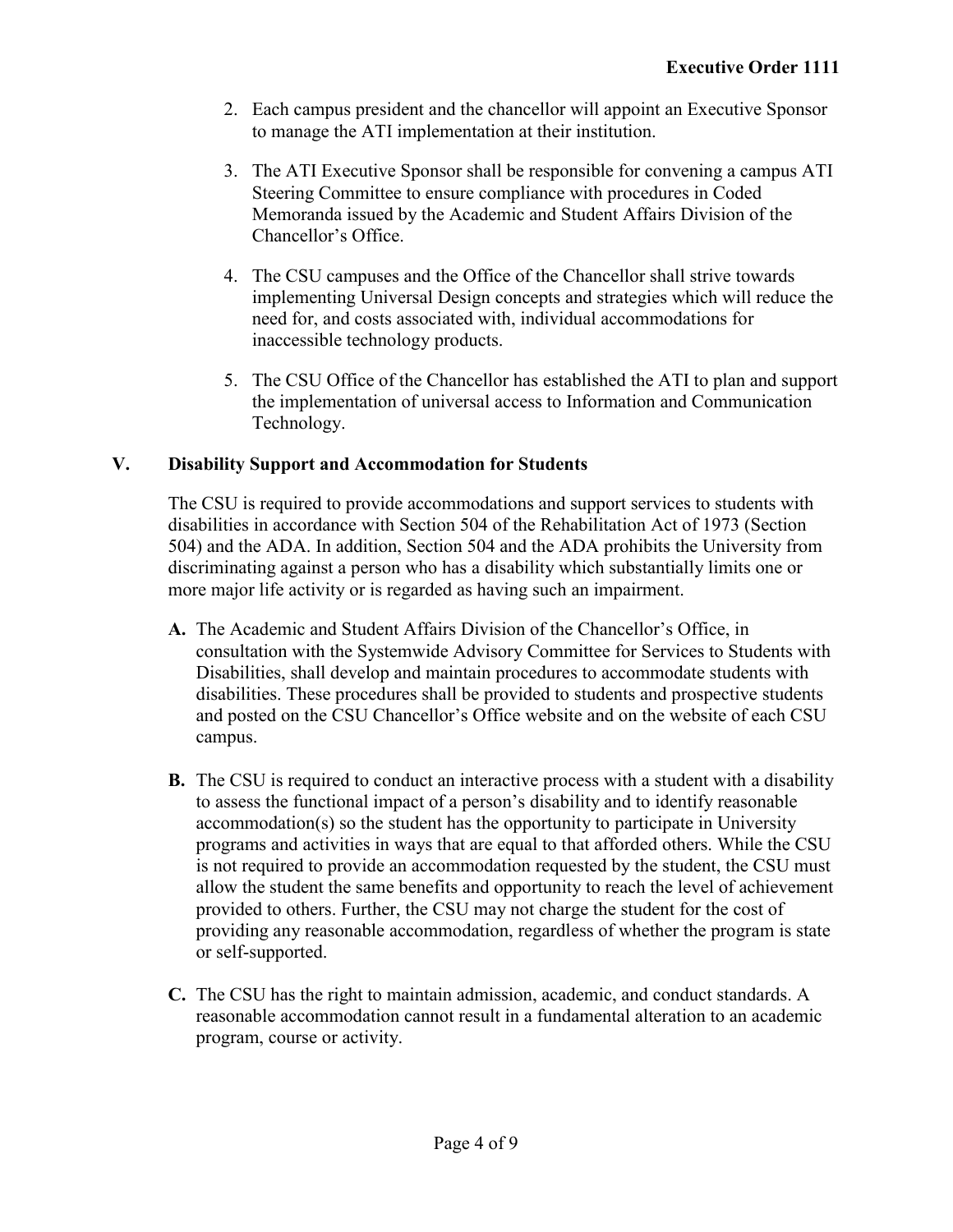2. Each campus president and the chancellor will appoint an Executive Sponsor to manage the ATI implementation at their institution.

3. The ATI Executive Sponsor shall be responsible for convening a campus ATI Steering Committee to ensure compliance with procedures in Coded Memoranda issued by the Academic and Student Affairs Division of the Chancellor's Office.

4. The CSU campuses and the Office of the Chancellor shall strive towards implementing Universal Design concepts and strategies which will reduce the need for, and costs associated with, individual accommodations for inaccessible technology products.

5. The CSU Office of the Chancellor has established the ATI to plan and support the implementation of universal access to Information and Communication Technology.

## V. Disability Support and Accommodation for Students

The CSU is required to provide accommodations and support services to students with disabilities in accordance with Section 504 of the Rehabilitation Act of 1973 (Section 504) and the ADA. In addition, Section 504 and the ADA prohibits the University from discriminating against a person who has a disability which substantially limits one or more major life activity or is regarded as having such an impairment.

**A.** The Academic and Student Affairs Division of the Chancellor's Office, in consultation with the Systemwide Advisory Committee for Services to Students with Disabilities, shall develop and maintain procedures to accommodate students with disabilities. These procedures shall be provided to students and prospective students and posted on the CSU Chancellor's Office website and on the website of each CSU campus.

**B.** The CSU is required to conduct an interactive process with a student with a disability to assess the functional impact of a person's disability and to identify reasonable accommodation(s) so the student has the opportunity to participate in University programs and activities in ways that are equal to that afforded others. While the CSU is not required to provide an accommodation requested by the student, the CSU must allow the student the same benefits and opportunity to reach the level of achievement provided to others. Further, the CSU may not charge the student for the cost of providing any reasonable accommodation, regardless of whether the program is state or self-supported.

**C.** The CSU has the right to maintain admission, academic, and conduct standards. A reasonable accommodation cannot result in a fundamental alteration to an academic program, course or activity.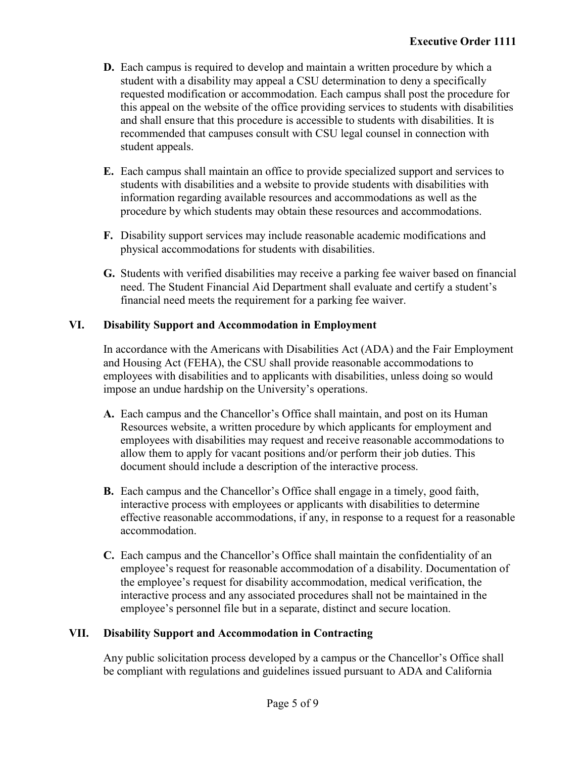**D.** Each campus is required to develop and maintain a written procedure by which a student with a disability may appeal a CSU determination to deny a specifically requested modification or accommodation. Each campus shall post the procedure for this appeal on the website of the office providing services to students with disabilities and shall ensure that this procedure is accessible to students with disabilities. It is recommended that campuses consult with CSU legal counsel in connection with student appeals.

**E.** Each campus shall maintain an office to provide specialized support and services to students with disabilities and a website to provide students with disabilities with information regarding available resources and accommodations as well as the procedure by which students may obtain these resources and accommodations.

**F.** Disability support services may include reasonable academic modifications and physical accommodations for students with disabilities.

**G.** Students with verified disabilities may receive a parking fee waiver based on financial need. The Student Financial Aid Department shall evaluate and certify a student's financial need meets the requirement for a parking fee waiver.

## VI. Disability Support and Accommodation in Employment

In accordance with the Americans with Disabilities Act (ADA) and the Fair Employment and Housing Act (FEHA), the CSU shall provide reasonable accommodations to employees with disabilities and to applicants with disabilities, unless doing so would impose an undue hardship on the University's operations.

**A.** Each campus and the Chancellor's Office shall maintain, and post on its Human Resources website, a written procedure by which applicants for employment and employees with disabilities may request and receive reasonable accommodations to allow them to apply for vacant positions and/or perform their job duties. This document should include a description of the interactive process.

**B.** Each campus and the Chancellor's Office shall engage in a timely, good faith, interactive process with employees or applicants with disabilities to determine effective reasonable accommodations, if any, in response to a request for a reasonable accommodation.

**C.** Each campus and the Chancellor's Office shall maintain the confidentiality of an employee's request for reasonable accommodation of a disability. Documentation of the employee's request for disability accommodation, medical verification, the interactive process and any associated procedures shall not be maintained in the employee's personnel file but in a separate, distinct and secure location.

## VII. Disability Support and Accommodation in Contracting

Any public solicitation process developed by a campus or the Chancellor's Office shall be compliant with regulations and guidelines issued pursuant to ADA and California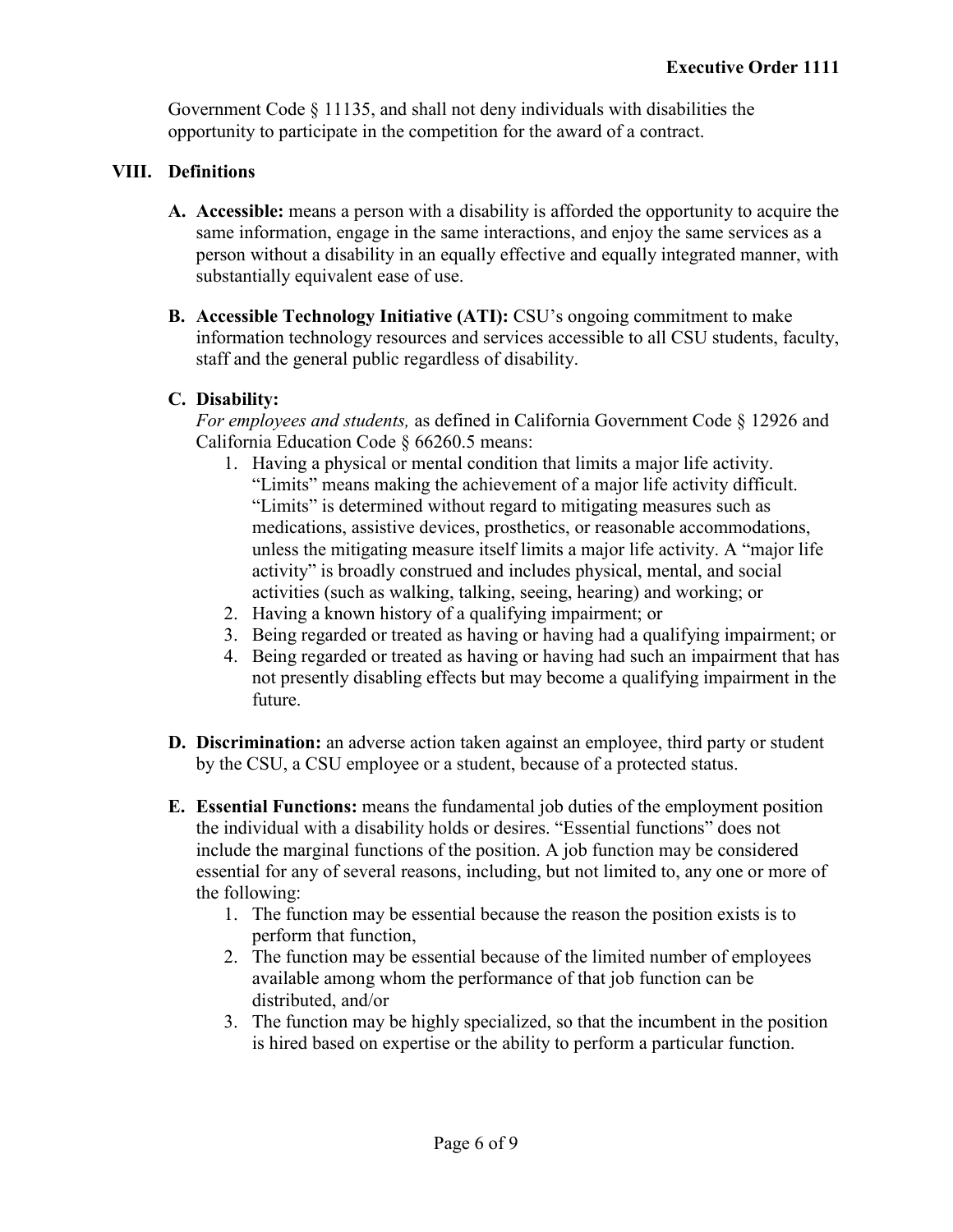Government Code § 11135, and shall not deny individuals with disabilities the opportunity to participate in the competition for the award of a contract.

## VIII. Definitions

**A. Accessible:** means a person with a disability is afforded the opportunity to acquire the same information, engage in the same interactions, and enjoy the same services as a person without a disability in an equally effective and equally integrated manner, with substantially equivalent ease of use.

**B. Accessible Technology Initiative (ATI):** CSU's ongoing commitment to make information technology resources and services accessible to all CSU students, faculty, staff and the general public regardless of disability.

**C. Disability:**

*For employees and students,* as defined in California Government Code § 12926 and California Education Code § 66260.5 means:

1. Having a physical or mental condition that limits a major life activity. "Limits" means making the achievement of a major life activity difficult. "Limits" is determined without regard to mitigating measures such as medications, assistive devices, prosthetics, or reasonable accommodations, unless the mitigating measure itself limits a major life activity. A "major life activity" is broadly construed and includes physical, mental, and social activities (such as walking, talking, seeing, hearing) and working; or
2. Having a known history of a qualifying impairment; or
3. Being regarded or treated as having or having had a qualifying impairment; or
4. Being regarded or treated as having or having had such an impairment that has not presently disabling effects but may become a qualifying impairment in the future.

**D. Discrimination:** an adverse action taken against an employee, third party or student by the CSU, a CSU employee or a student, because of a protected status.

**E. Essential Functions:** means the fundamental job duties of the employment position the individual with a disability holds or desires. "Essential functions" does not include the marginal functions of the position. A job function may be considered essential for any of several reasons, including, but not limited to, any one or more of the following:

1. The function may be essential because the reason the position exists is to perform that function,
2. The function may be essential because of the limited number of employees available among whom the performance of that job function can be distributed, and/or
3. The function may be highly specialized, so that the incumbent in the position is hired based on expertise or the ability to perform a particular function.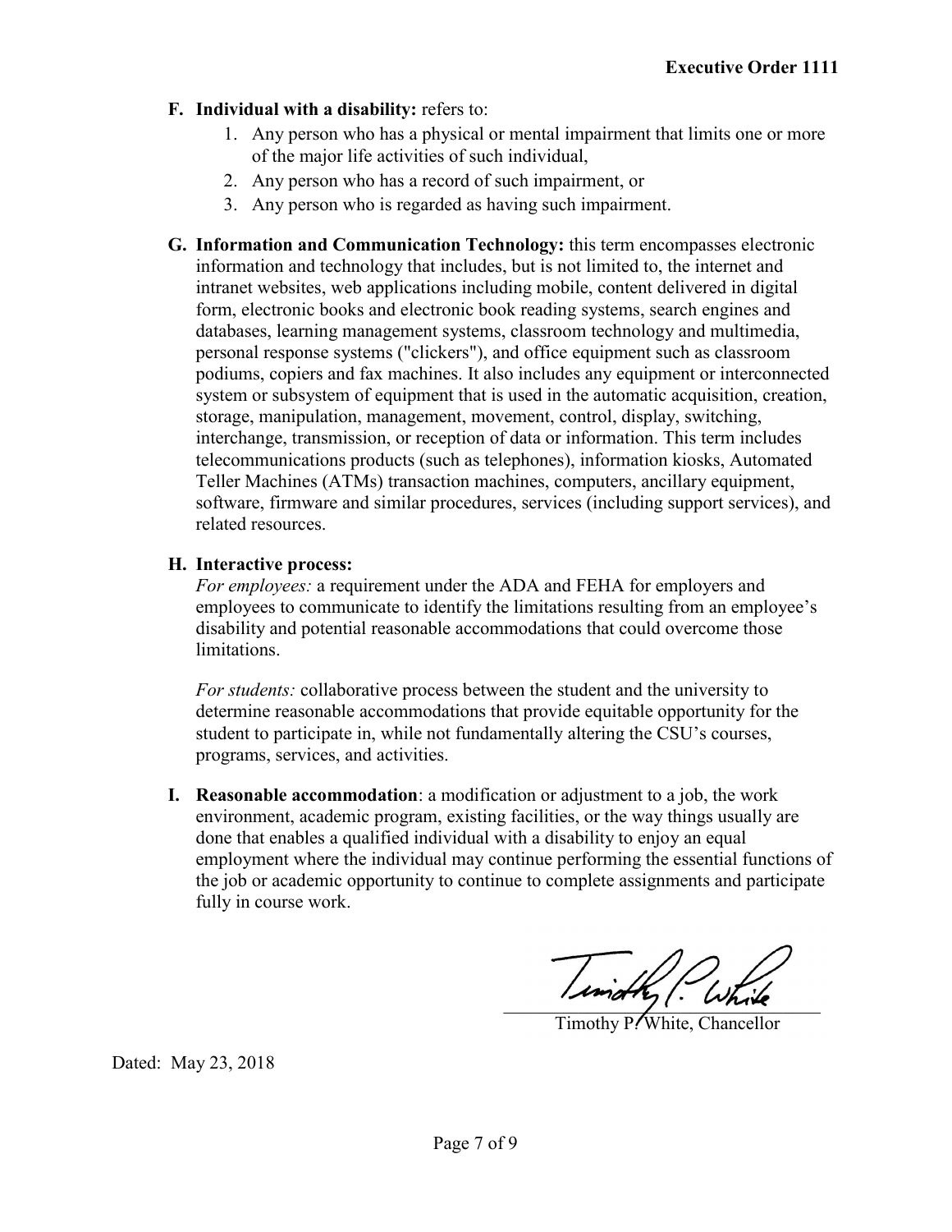**F. Individual with a disability:** refers to:

1. Any person who has a physical or mental impairment that limits one or more of the major life activities of such individual,
2. Any person who has a record of such impairment, or
3. Any person who is regarded as having such impairment.

**G. Information and Communication Technology:** this term encompasses electronic information and technology that includes, but is not limited to, the internet and intranet websites, web applications including mobile, content delivered in digital form, electronic books and electronic book reading systems, search engines and databases, learning management systems, classroom technology and multimedia, personal response systems ("clickers"), and office equipment such as classroom podiums, copiers and fax machines. It also includes any equipment or interconnected system or subsystem of equipment that is used in the automatic acquisition, creation, storage, manipulation, management, movement, control, display, switching, interchange, transmission, or reception of data or information. This term includes telecommunications products (such as telephones), information kiosks, Automated Teller Machines (ATMs) transaction machines, computers, ancillary equipment, software, firmware and similar procedures, services (including support services), and related resources.

**H. Interactive process:**

*For employees:* a requirement under the ADA and FEHA for employers and employees to communicate to identify the limitations resulting from an employee's disability and potential reasonable accommodations that could overcome those limitations.

*For students:* collaborative process between the student and the university to determine reasonable accommodations that provide equitable opportunity for the student to participate in, while not fundamentally altering the CSU's courses, programs, services, and activities.

**I. Reasonable accommodation**: a modification or adjustment to a job, the work environment, academic program, existing facilities, or the way things usually are done that enables a qualified individual with a disability to enjoy an equal employment where the individual may continue performing the essential functions of the job or academic opportunity to continue to complete assignments and participate fully in course work.

Timothy P. White, Chancellor

Dated: May 23, 2018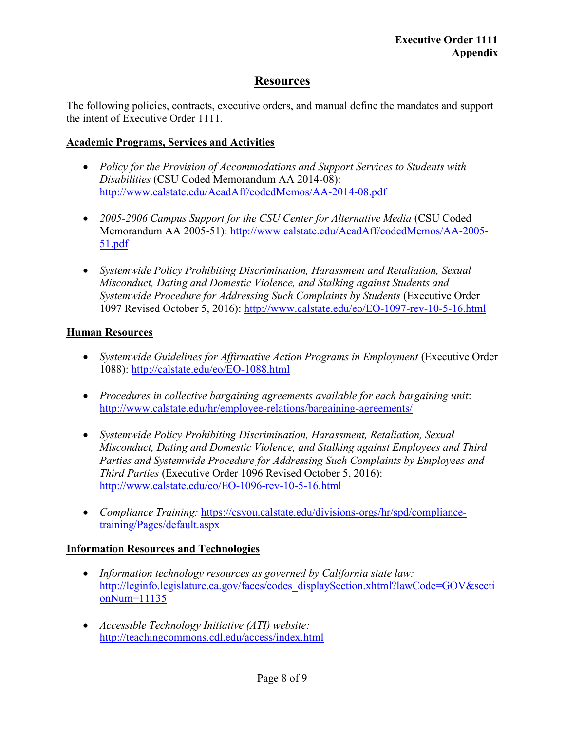# Resources

The following policies, contracts, executive orders, and manual define the mandates and support the intent of Executive Order 1111.

## Academic Programs, Services and Activities

- *Policy for the Provision of Accommodations and Support Services to Students with Disabilities* (CSU Coded Memorandum AA 2014-08): http://www.calstate.edu/AcadAff/codedMemos/AA-2014-08.pdf

- *2005-2006 Campus Support for the CSU Center for Alternative Media* (CSU Coded Memorandum AA 2005-51): http://www.calstate.edu/AcadAff/codedMemos/AA-2005-51.pdf

- *Systemwide Policy Prohibiting Discrimination, Harassment and Retaliation, Sexual Misconduct, Dating and Domestic Violence, and Stalking against Students and Systemwide Procedure for Addressing Such Complaints by Students* (Executive Order 1097 Revised October 5, 2016): http://www.calstate.edu/eo/EO-1097-rev-10-5-16.html

## Human Resources

- *Systemwide Guidelines for Affirmative Action Programs in Employment* (Executive Order 1088): http://calstate.edu/eo/EO-1088.html

- *Procedures in collective bargaining agreements available for each bargaining unit*: http://www.calstate.edu/hr/employee-relations/bargaining-agreements/

- *Systemwide Policy Prohibiting Discrimination, Harassment, Retaliation, Sexual Misconduct, Dating and Domestic Violence, and Stalking against Employees and Third Parties and Systemwide Procedure for Addressing Such Complaints by Employees and Third Parties* (Executive Order 1096 Revised October 5, 2016): http://www.calstate.edu/eo/EO-1096-rev-10-5-16.html

- *Compliance Training:* https://csyou.calstate.edu/divisions-orgs/hr/spd/compliance-training/Pages/default.aspx

## Information Resources and Technologies

- *Information technology resources as governed by California state law:* http://leginfo.legislature.ca.gov/faces/codes_displaySection.xhtml?lawCode=GOV&sectionNum=11135

- *Accessible Technology Initiative (ATI) website:* http://teachingcommons.cdl.edu/access/index.html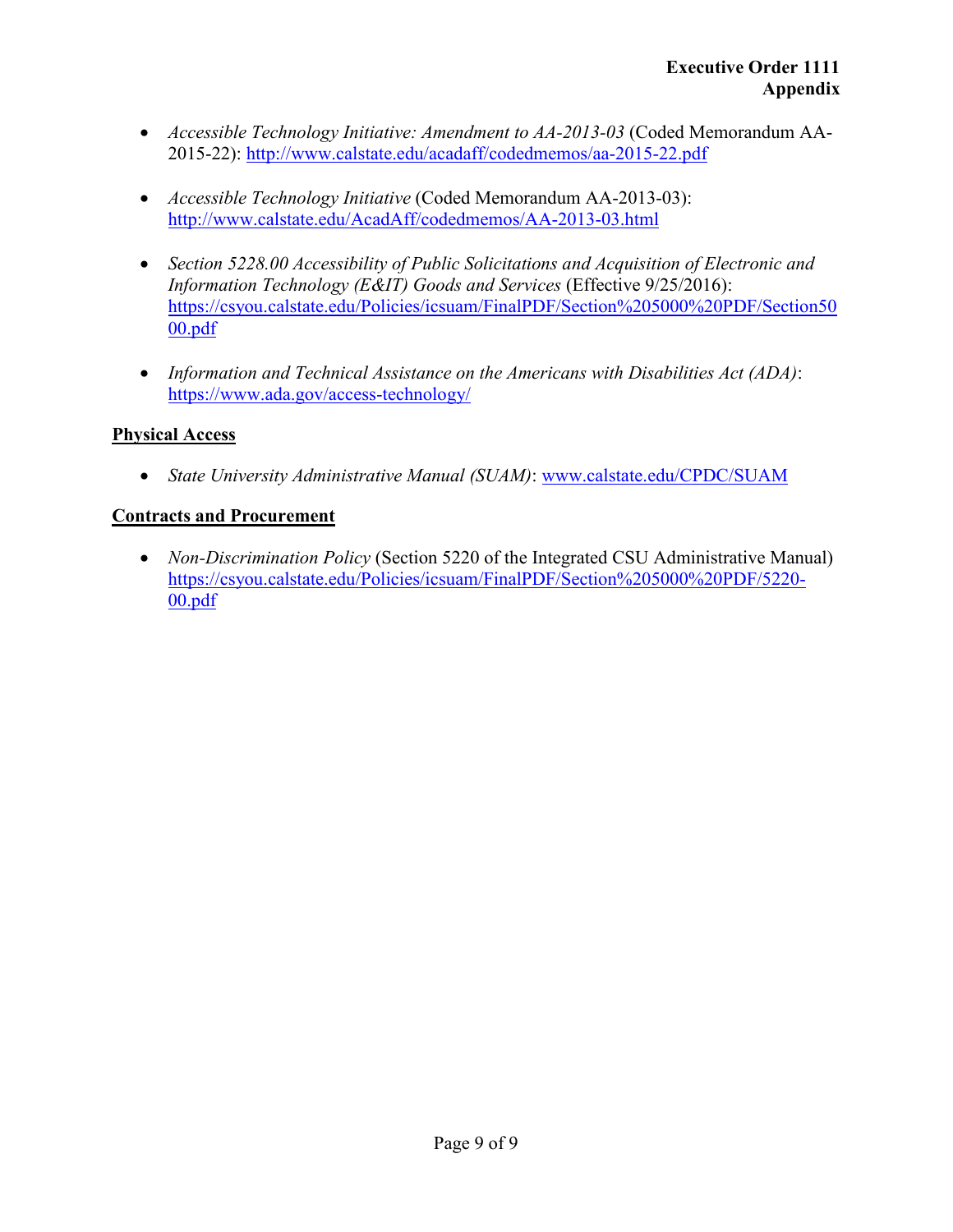- *Accessible Technology Initiative: Amendment to AA-2013-03* (Coded Memorandum AA-2015-22): http://www.calstate.edu/acadaff/codedmemos/aa-2015-22.pdf

- *Accessible Technology Initiative* (Coded Memorandum AA-2013-03): http://www.calstate.edu/AcadAff/codedmemos/AA-2013-03.html

- *Section 5228.00 Accessibility of Public Solicitations and Acquisition of Electronic and Information Technology (E&IT) Goods and Services* (Effective 9/25/2016): https://csyou.calstate.edu/Policies/icsuam/FinalPDF/Section%205000%20PDF/Section5000.pdf

- *Information and Technical Assistance on the Americans with Disabilities Act (ADA)*: https://www.ada.gov/access-technology/

**Physical Access**

- *State University Administrative Manual (SUAM)*: www.calstate.edu/CPDC/SUAM

**Contracts and Procurement**

- *Non-Discrimination Policy* (Section 5220 of the Integrated CSU Administrative Manual) https://csyou.calstate.edu/Policies/icsuam/FinalPDF/Section%205000%20PDF/5220-00.pdf